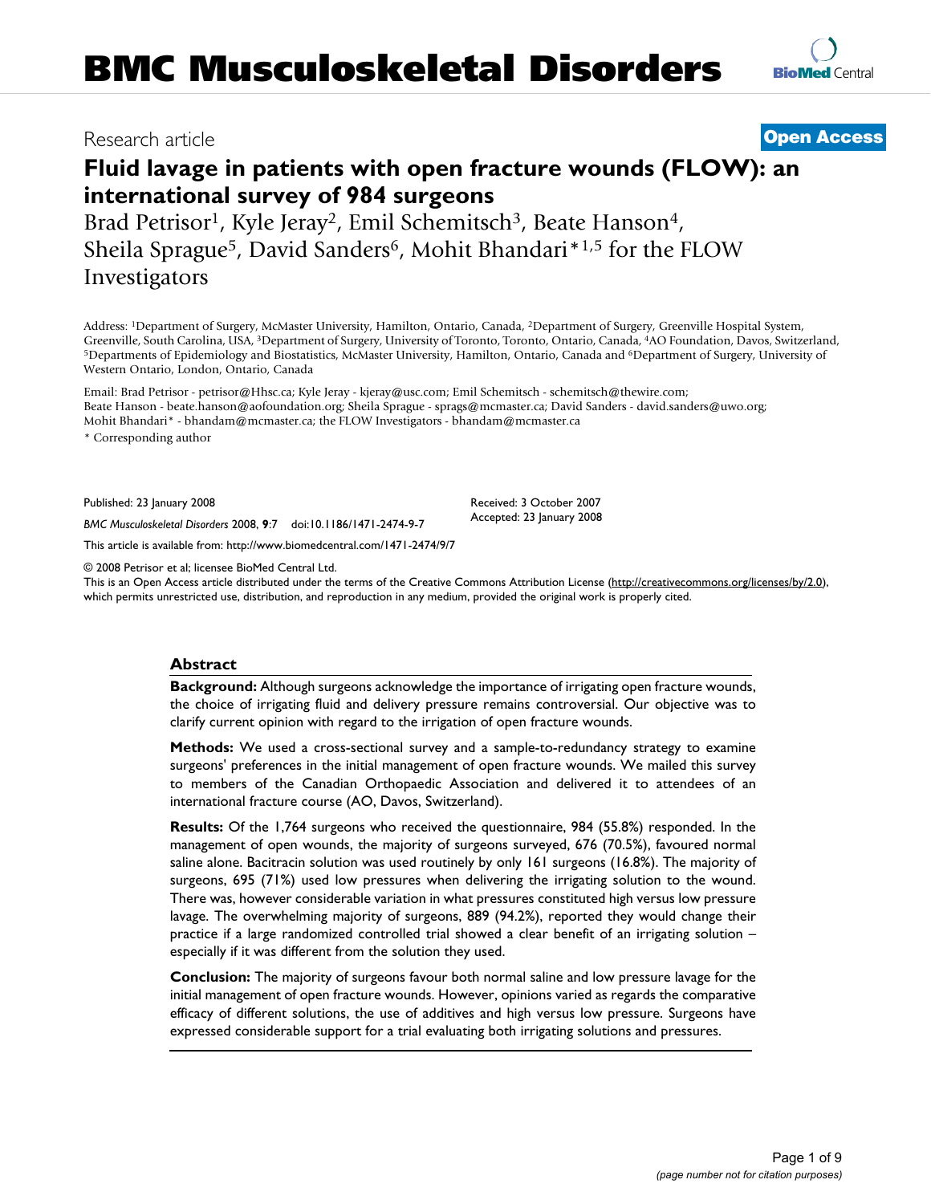# BMC Musculoskeletal Disorders

Research article

**Open Access**

## Fluid lavage in patients with open fracture wounds (FLOW): an international survey of 984 surgeons

Brad Petrisor[1], Kyle Jeray[2], Emil Schemitsch[3], Beate Hanson[4], Sheila Sprague[5], David Sanders[6], Mohit Bhandari*[1,5] for the FLOW Investigators

Address: [1]Department of Surgery, McMaster University, Hamilton, Ontario, Canada, [2]Department of Surgery, Greenville Hospital System, Greenville, South Carolina, USA, [3]Department of Surgery, University of Toronto, Toronto, Ontario, Canada, [4]AO Foundation, Davos, Switzerland, [5]Departments of Epidemiology and Biostatistics, McMaster University, Hamilton, Ontario, Canada and [6]Department of Surgery, University of Western Ontario, London, Ontario, Canada

Email: Brad Petrisor - petrisor@Hhsc.ca; Kyle Jeray - kjeray@usc.com; Emil Schemitsch - schemitsch@thewire.com; Beate Hanson - beate.hanson@aofoundation.org; Sheila Sprague - sprags@mcmaster.ca; David Sanders - david.sanders@uwo.org; Mohit Bhandari* - bhandam@mcmaster.ca; the FLOW Investigators - bhandam@mcmaster.ca

* Corresponding author

Published: 23 January 2008

*BMC Musculoskeletal Disorders* 2008, **9**:7 doi:10.1186/1471-2474-9-7

Received: 3 October 2007
Accepted: 23 January 2008

This article is available from: http://www.biomedcentral.com/1471-2474/9/7

© 2008 Petrisor et al; licensee BioMed Central Ltd.
This is an Open Access article distributed under the terms of the Creative Commons Attribution License (http://creativecommons.org/licenses/by/2.0), which permits unrestricted use, distribution, and reproduction in any medium, provided the original work is properly cited.

### Abstract

**Background:** Although surgeons acknowledge the importance of irrigating open fracture wounds, the choice of irrigating fluid and delivery pressure remains controversial. Our objective was to clarify current opinion with regard to the irrigation of open fracture wounds.

**Methods:** We used a cross-sectional survey and a sample-to-redundancy strategy to examine surgeons' preferences in the initial management of open fracture wounds. We mailed this survey to members of the Canadian Orthopaedic Association and delivered it to attendees of an international fracture course (AO, Davos, Switzerland).

**Results:** Of the 1,764 surgeons who received the questionnaire, 984 (55.8%) responded. In the management of open wounds, the majority of surgeons surveyed, 676 (70.5%), favoured normal saline alone. Bacitracin solution was used routinely by only 161 surgeons (16.8%). The majority of surgeons, 695 (71%) used low pressures when delivering the irrigating solution to the wound. There was, however considerable variation in what pressures constituted high versus low pressure lavage. The overwhelming majority of surgeons, 889 (94.2%), reported they would change their practice if a large randomized controlled trial showed a clear benefit of an irrigating solution – especially if it was different from the solution they used.

**Conclusion:** The majority of surgeons favour both normal saline and low pressure lavage for the initial management of open fracture wounds. However, opinions varied as regards the comparative efficacy of different solutions, the use of additives and high versus low pressure. Surgeons have expressed considerable support for a trial evaluating both irrigating solutions and pressures.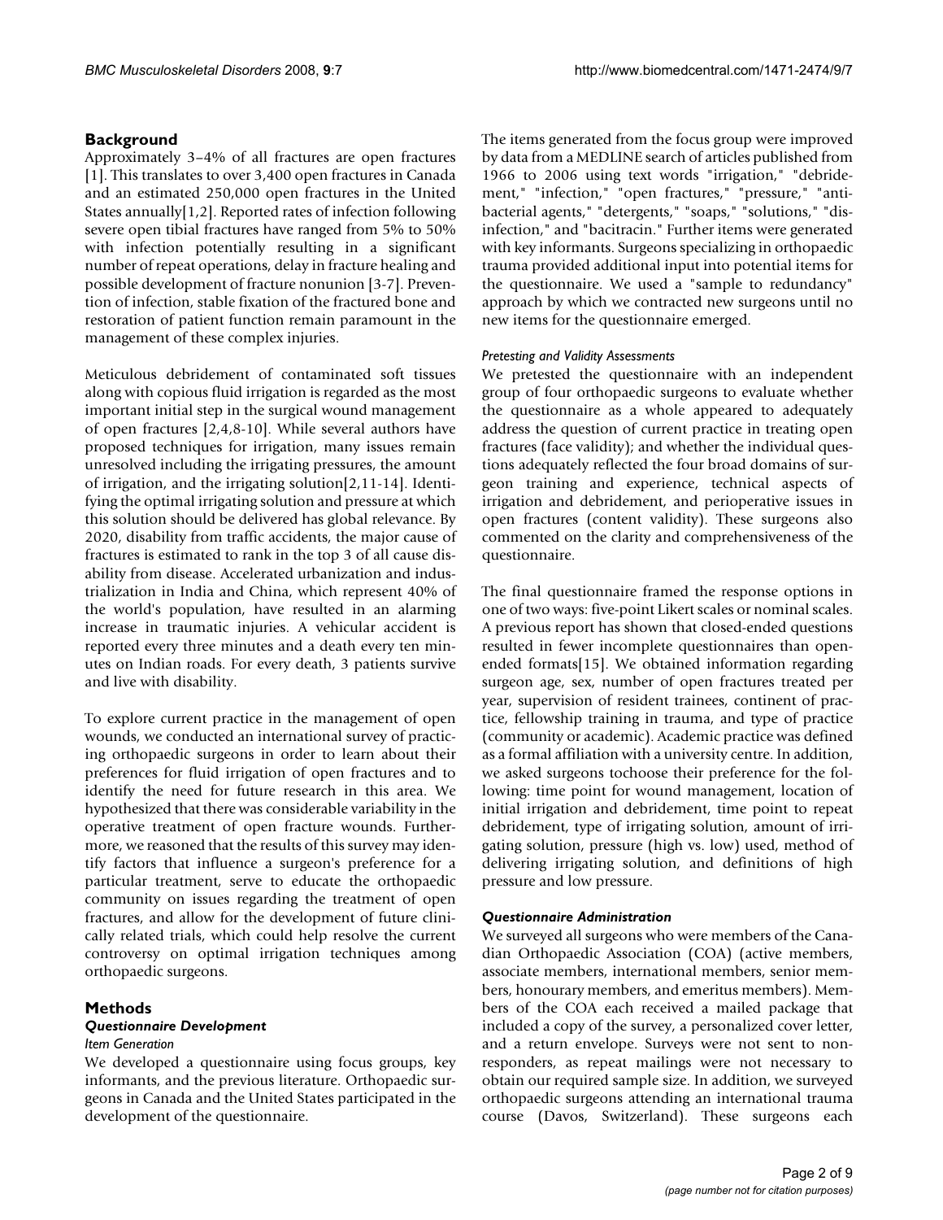## Background

Approximately 3–4% of all fractures are open fractures [1]. This translates to over 3,400 open fractures in Canada and an estimated 250,000 open fractures in the United States annually[1,2]. Reported rates of infection following severe open tibial fractures have ranged from 5% to 50% with infection potentially resulting in a significant number of repeat operations, delay in fracture healing and possible development of fracture nonunion [3-7]. Prevention of infection, stable fixation of the fractured bone and restoration of patient function remain paramount in the management of these complex injuries.

Meticulous debridement of contaminated soft tissues along with copious fluid irrigation is regarded as the most important initial step in the surgical wound management of open fractures [2,4,8-10]. While several authors have proposed techniques for irrigation, many issues remain unresolved including the irrigating pressures, the amount of irrigation, and the irrigating solution[2,11-14]. Identifying the optimal irrigating solution and pressure at which this solution should be delivered has global relevance. By 2020, disability from traffic accidents, the major cause of fractures is estimated to rank in the top 3 of all cause disability from disease. Accelerated urbanization and industrialization in India and China, which represent 40% of the world's population, have resulted in an alarming increase in traumatic injuries. A vehicular accident is reported every three minutes and a death every ten minutes on Indian roads. For every death, 3 patients survive and live with disability.

To explore current practice in the management of open wounds, we conducted an international survey of practicing orthopaedic surgeons in order to learn about their preferences for fluid irrigation of open fractures and to identify the need for future research in this area. We hypothesized that there was considerable variability in the operative treatment of open fracture wounds. Furthermore, we reasoned that the results of this survey may identify factors that influence a surgeon's preference for a particular treatment, serve to educate the orthopaedic community on issues regarding the treatment of open fractures, and allow for the development of future clinically related trials, which could help resolve the current controversy on optimal irrigation techniques among orthopaedic surgeons.

## Methods

### Questionnaire Development

#### Item Generation

We developed a questionnaire using focus groups, key informants, and the previous literature. Orthopaedic surgeons in Canada and the United States participated in the development of the questionnaire.

The items generated from the focus group were improved by data from a MEDLINE search of articles published from 1966 to 2006 using text words "irrigation," "debridement," "infection," "open fractures," "pressure," "antibacterial agents," "detergents," "soaps," "solutions," "disinfection," and "bacitracin." Further items were generated with key informants. Surgeons specializing in orthopaedic trauma provided additional input into potential items for the questionnaire. We used a "sample to redundancy" approach by which we contracted new surgeons until no new items for the questionnaire emerged.

#### Pretesting and Validity Assessments

We pretested the questionnaire with an independent group of four orthopaedic surgeons to evaluate whether the questionnaire as a whole appeared to adequately address the question of current practice in treating open fractures (face validity); and whether the individual questions adequately reflected the four broad domains of surgeon training and experience, technical aspects of irrigation and debridement, and perioperative issues in open fractures (content validity). These surgeons also commented on the clarity and comprehensiveness of the questionnaire.

The final questionnaire framed the response options in one of two ways: five-point Likert scales or nominal scales. A previous report has shown that closed-ended questions resulted in fewer incomplete questionnaires than open-ended formats[15]. We obtained information regarding surgeon age, sex, number of open fractures treated per year, supervision of resident trainees, continent of practice, fellowship training in trauma, and type of practice (community or academic). Academic practice was defined as a formal affiliation with a university centre. In addition, we asked surgeons tochoose their preference for the following: time point for wound management, location of initial irrigation and debridement, time point to repeat debridement, type of irrigating solution, amount of irrigating solution, pressure (high vs. low) used, method of delivering irrigating solution, and definitions of high pressure and low pressure.

### Questionnaire Administration

We surveyed all surgeons who were members of the Canadian Orthopaedic Association (COA) (active members, associate members, international members, senior members, honourary members, and emeritus members). Members of the COA each received a mailed package that included a copy of the survey, a personalized cover letter, and a return envelope. Surveys were not sent to non-responders, as repeat mailings were not necessary to obtain our required sample size. In addition, we surveyed orthopaedic surgeons attending an international trauma course (Davos, Switzerland). These surgeons each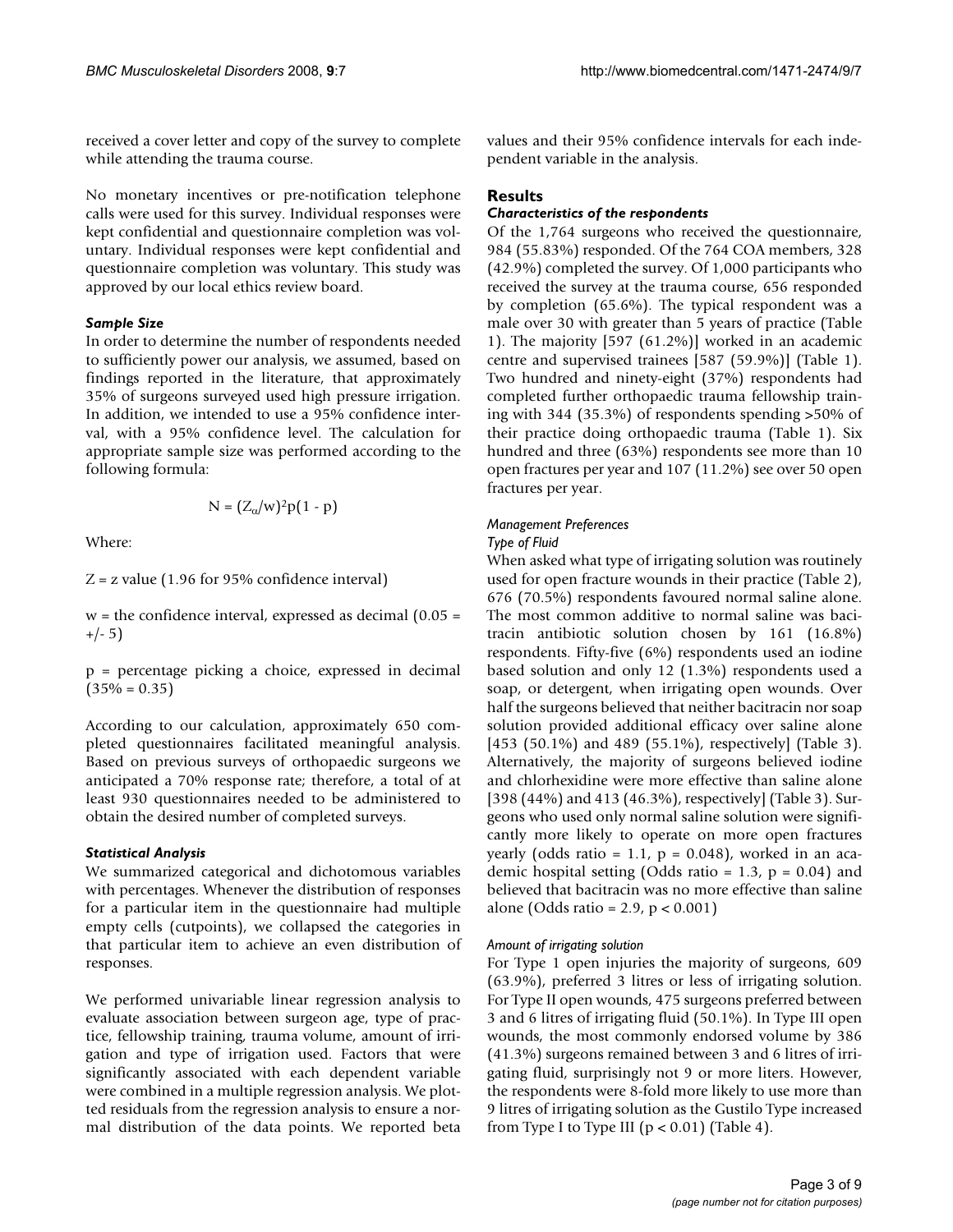received a cover letter and copy of the survey to complete while attending the trauma course.

No monetary incentives or pre-notification telephone calls were used for this survey. Individual responses were kept confidential and questionnaire completion was voluntary. Individual responses were kept confidential and questionnaire completion was voluntary. This study was approved by our local ethics review board.

### *Sample Size*

In order to determine the number of respondents needed to sufficiently power our analysis, we assumed, based on findings reported in the literature, that approximately 35% of surgeons surveyed used high pressure irrigation. In addition, we intended to use a 95% confidence interval, with a 95% confidence level. The calculation for appropriate sample size was performed according to the following formula:

$$N = (Z_{\alpha}/w)^2 p(1 - p)$$

Where:

Z = z value (1.96 for 95% confidence interval)

w = the confidence interval, expressed as decimal (0.05 = +/- 5)

p = percentage picking a choice, expressed in decimal (35% = 0.35)

According to our calculation, approximately 650 completed questionnaires facilitated meaningful analysis. Based on previous surveys of orthopaedic surgeons we anticipated a 70% response rate; therefore, a total of at least 930 questionnaires needed to be administered to obtain the desired number of completed surveys.

### *Statistical Analysis*

We summarized categorical and dichotomous variables with percentages. Whenever the distribution of responses for a particular item in the questionnaire had multiple empty cells (cutpoints), we collapsed the categories in that particular item to achieve an even distribution of responses.

We performed univariable linear regression analysis to evaluate association between surgeon age, type of practice, fellowship training, trauma volume, amount of irrigation and type of irrigation used. Factors that were significantly associated with each dependent variable were combined in a multiple regression analysis. We plotted residuals from the regression analysis to ensure a normal distribution of the data points. We reported beta values and their 95% confidence intervals for each independent variable in the analysis.

## Results

### *Characteristics of the respondents*

Of the 1,764 surgeons who received the questionnaire, 984 (55.83%) responded. Of the 764 COA members, 328 (42.9%) completed the survey. Of 1,000 participants who received the survey at the trauma course, 656 responded by completion (65.6%). The typical respondent was a male over 30 with greater than 5 years of practice (Table 1). The majority [597 (61.2%)] worked in an academic centre and supervised trainees [587 (59.9%)] (Table 1). Two hundred and ninety-eight (37%) respondents had completed further orthopaedic trauma fellowship training with 344 (35.3%) of respondents spending >50% of their practice doing orthopaedic trauma (Table 1). Six hundred and three (63%) respondents see more than 10 open fractures per year and 107 (11.2%) see over 50 open fractures per year.

### *Management Preferences*

#### *Type of Fluid*

When asked what type of irrigating solution was routinely used for open fracture wounds in their practice (Table 2), 676 (70.5%) respondents favoured normal saline alone. The most common additive to normal saline was bacitracin antibiotic solution chosen by 161 (16.8%) respondents. Fifty-five (6%) respondents used an iodine based solution and only 12 (1.3%) respondents used a soap, or detergent, when irrigating open wounds. Over half the surgeons believed that neither bacitracin nor soap solution provided additional efficacy over saline alone [453 (50.1%) and 489 (55.1%), respectively] (Table 3). Alternatively, the majority of surgeons believed iodine and chlorhexidine were more effective than saline alone [398 (44%) and 413 (46.3%), respectively] (Table 3). Surgeons who used only normal saline solution were significantly more likely to operate on more open fractures yearly (odds ratio = 1.1, $p = 0.048$), worked in an academic hospital setting (Odds ratio = 1.3, $p = 0.04$) and believed that bacitracin was no more effective than saline alone (Odds ratio = 2.9, $p < 0.001$)

#### *Amount of irrigating solution*

For Type 1 open injuries the majority of surgeons, 609 (63.9%), preferred 3 litres or less of irrigating solution. For Type II open wounds, 475 surgeons preferred between 3 and 6 litres of irrigating fluid (50.1%). In Type III open wounds, the most commonly endorsed volume by 386 (41.3%) surgeons remained between 3 and 6 litres of irrigating fluid, surprisingly not 9 or more liters. However, the respondents were 8-fold more likely to use more than 9 litres of irrigating solution as the Gustilo Type increased from Type I to Type III ($p < 0.01$) (Table 4).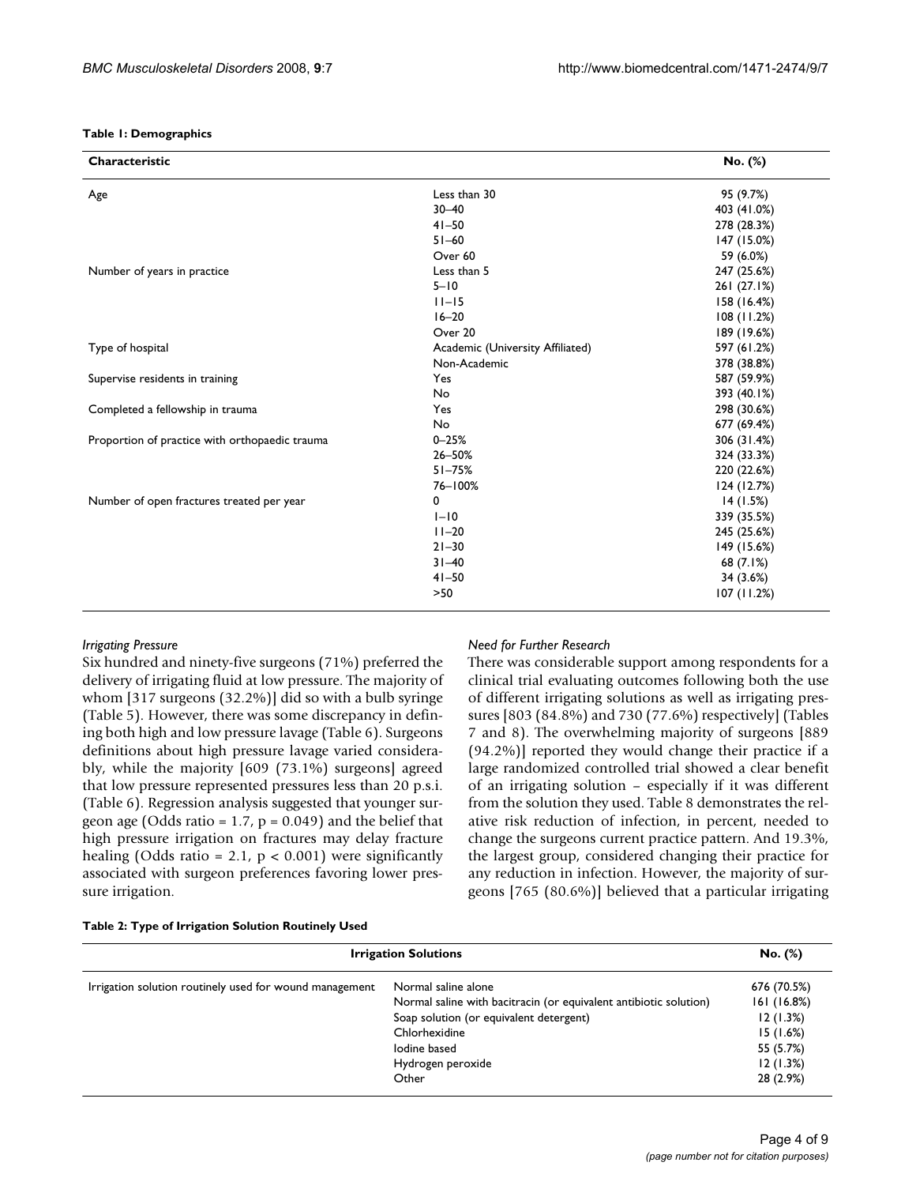**Table 1: Demographics**

| Characteristic | | No. (%) |
|---|---|---|
| Age | Less than 30 | 95 (9.7%) |
| | 30–40 | 403 (41.0%) |
| | 41–50 | 278 (28.3%) |
| | 51–60 | 147 (15.0%) |
| | Over 60 | 59 (6.0%) |
| Number of years in practice | Less than 5 | 247 (25.6%) |
| | 5–10 | 261 (27.1%) |
| | 11–15 | 158 (16.4%) |
| | 16–20 | 108 (11.2%) |
| | Over 20 | 189 (19.6%) |
| Type of hospital | Academic (University Affiliated) | 597 (61.2%) |
| | Non-Academic | 378 (38.8%) |
| Supervise residents in training | Yes | 587 (59.9%) |
| | No | 393 (40.1%) |
| Completed a fellowship in trauma | Yes | 298 (30.6%) |
| | No | 677 (69.4%) |
| Proportion of practice with orthopaedic trauma | 0–25% | 306 (31.4%) |
| | 26–50% | 324 (33.3%) |
| | 51–75% | 220 (22.6%) |
| | 76–100% | 124 (12.7%) |
| Number of open fractures treated per year | 0 | 14 (1.5%) |
| | 1–10 | 339 (35.5%) |
| | 11–20 | 245 (25.6%) |
| | 21–30 | 149 (15.6%) |
| | 31–40 | 68 (7.1%) |
| | 41–50 | 34 (3.6%) |
| | >50 | 107 (11.2%) |

*Irrigating Pressure*

Six hundred and ninety-five surgeons (71%) preferred the delivery of irrigating fluid at low pressure. The majority of whom [317 surgeons (32.2%)] did so with a bulb syringe (Table 5). However, there was some discrepancy in defining both high and low pressure lavage (Table 6). Surgeons definitions about high pressure lavage varied considerably, while the majority [609 (73.1%) surgeons] agreed that low pressure represented pressures less than 20 p.s.i. (Table 6). Regression analysis suggested that younger surgeon age (Odds ratio = 1.7, $p = 0.049$) and the belief that high pressure irrigation on fractures may delay fracture healing (Odds ratio = 2.1, $p < 0.001$) were significantly associated with surgeon preferences favoring lower pressure irrigation.

*Need for Further Research*

There was considerable support among respondents for a clinical trial evaluating outcomes following both the use of different irrigating solutions as well as irrigating pressures [803 (84.8%) and 730 (77.6%) respectively] (Tables 7 and 8). The overwhelming majority of surgeons [889 (94.2%)] reported they would change their practice if a large randomized controlled trial showed a clear benefit of an irrigating solution – especially if it was different from the solution they used. Table 8 demonstrates the relative risk reduction of infection, in percent, needed to change the surgeons current practice pattern. And 19.3%, the largest group, considered changing their practice for any reduction in infection. However, the majority of surgeons [765 (80.6%)] believed that a particular irrigating

**Table 2: Type of Irrigation Solution Routinely Used**

| Irrigation Solutions | | No. (%) |
|---|---|---|
| Irrigation solution routinely used for wound management | Normal saline alone | 676 (70.5%) |
| | Normal saline with bacitracin (or equivalent antibiotic solution) | 161 (16.8%) |
| | Soap solution (or equivalent detergent) | 12 (1.3%) |
| | Chlorhexidine | 15 (1.6%) |
| | Iodine based | 55 (5.7%) |
| | Hydrogen peroxide | 12 (1.3%) |
| | Other | 28 (2.9%) |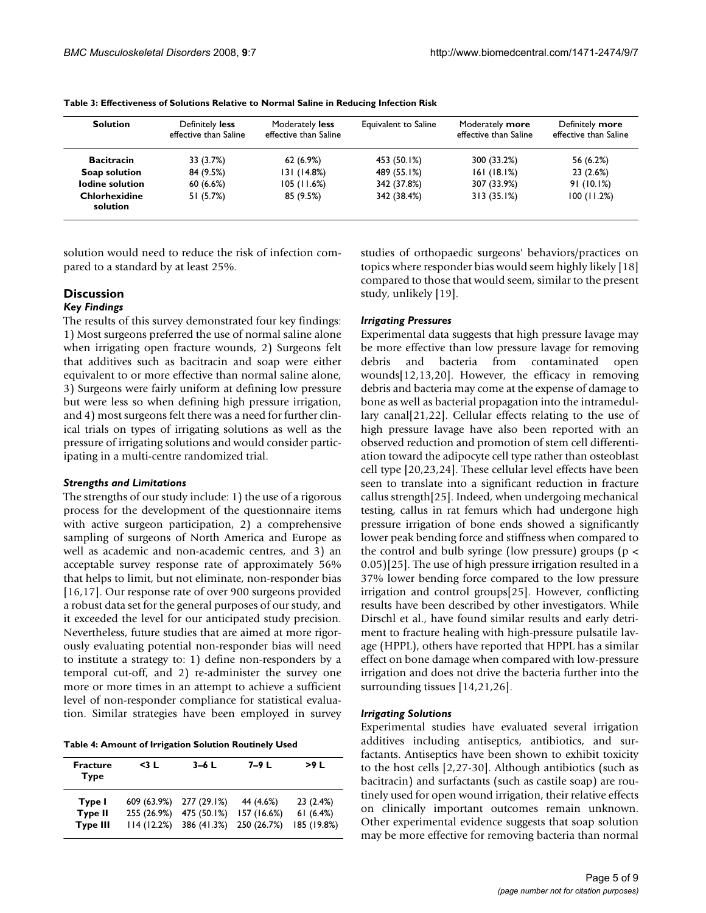**Table 3: Effectiveness of Solutions Relative to Normal Saline in Reducing Infection Risk**

| Solution | Definitely **less** effective than Saline | Moderately **less** effective than Saline | Equivalent to Saline | Moderately **more** effective than Saline | Definitely **more** effective than Saline |
|---|---|---|---|---|---|
| **Bacitracin** | 33 (3.7%) | 62 (6.9%) | 453 (50.1%) | 300 (33.2%) | 56 (6.2%) |
| **Soap solution** | 84 (9.5%) | 131 (14.8%) | 489 (55.1%) | 161 (18.1%) | 23 (2.6%) |
| **Iodine solution** | 60 (6.6%) | 105 (11.6%) | 342 (37.8%) | 307 (33.9%) | 91 (10.1%) |
| **Chlorhexidine solution** | 51 (5.7%) | 85 (9.5%) | 342 (38.4%) | 313 (35.1%) | 100 (11.2%) |

solution would need to reduce the risk of infection compared to a standard by at least 25%.

## Discussion

### *Key Findings*

The results of this survey demonstrated four key findings: 1) Most surgeons preferred the use of normal saline alone when irrigating open fracture wounds, 2) Surgeons felt that additives such as bacitracin and soap were either equivalent to or more effective than normal saline alone, 3) Surgeons were fairly uniform at defining low pressure but were less so when defining high pressure irrigation, and 4) most surgeons felt there was a need for further clinical trials on types of irrigating solutions as well as the pressure of irrigating solutions and would consider participating in a multi-centre randomized trial.

### *Strengths and Limitations*

The strengths of our study include: 1) the use of a rigorous process for the development of the questionnaire items with active surgeon participation, 2) a comprehensive sampling of surgeons of North America and Europe as well as academic and non-academic centres, and 3) an acceptable survey response rate of approximately 56% that helps to limit, but not eliminate, non-responder bias [16,17]. Our response rate of over 900 surgeons provided a robust data set for the general purposes of our study, and it exceeded the level for our anticipated study precision. Nevertheless, future studies that are aimed at more rigorously evaluating potential non-responder bias will need to institute a strategy to: 1) define non-responders by a temporal cut-off, and 2) re-administer the survey one more or more times in an attempt to achieve a sufficient level of non-responder compliance for statistical evaluation. Similar strategies have been employed in survey studies of orthopaedic surgeons' behaviors/practices on topics where responder bias would seem highly likely [18] compared to those that would seem, similar to the present study, unlikely [19].

**Table 4: Amount of Irrigation Solution Routinely Used**

| Fracture Type | <3 L | 3–6 L | 7–9 L | >9 L |
|---|---|---|---|---|
| **Type I** | 609 (63.9%) | 277 (29.1%) | 44 (4.6%) | 23 (2.4%) |
| **Type II** | 255 (26.9%) | 475 (50.1%) | 157 (16.6%) | 61 (6.4%) |
| **Type III** | 114 (12.2%) | 386 (41.3%) | 250 (26.7%) | 185 (19.8%) |

### *Irrigating Pressures*

Experimental data suggests that high pressure lavage may be more effective than low pressure lavage for removing debris and bacteria from contaminated open wounds[12,13,20]. However, the efficacy in removing debris and bacteria may come at the expense of damage to bone as well as bacterial propagation into the intramedullary canal[21,22]. Cellular effects relating to the use of high pressure lavage have also been reported with an observed reduction and promotion of stem cell differentiation toward the adipocyte cell type rather than osteoblast cell type [20,23,24]. These cellular level effects have been seen to translate into a significant reduction in fracture callus strength[25]. Indeed, when undergoing mechanical testing, callus in rat femurs which had undergone high pressure irrigation of bone ends showed a significantly lower peak bending force and stiffness when compared to the control and bulb syringe (low pressure) groups ($p < 0.05$)[25]. The use of high pressure irrigation resulted in a 37% lower bending force compared to the low pressure irrigation and control groups[25]. However, conflicting results have been described by other investigators. While Dirschl et al., have found similar results and early detriment to fracture healing with high-pressure pulsatile lavage (HPPL), others have reported that HPPL has a similar effect on bone damage when compared with low-pressure irrigation and does not drive the bacteria further into the surrounding tissues [14,21,26].

### *Irrigating Solutions*

Experimental studies have evaluated several irrigation additives including antiseptics, antibiotics, and surfactants. Antiseptics have been shown to exhibit toxicity to the host cells [2,27-30]. Although antibiotics (such as bacitracin) and surfactants (such as castile soap) are routinely used for open wound irrigation, their relative effects on clinically important outcomes remain unknown. Other experimental evidence suggests that soap solution may be more effective for removing bacteria than normal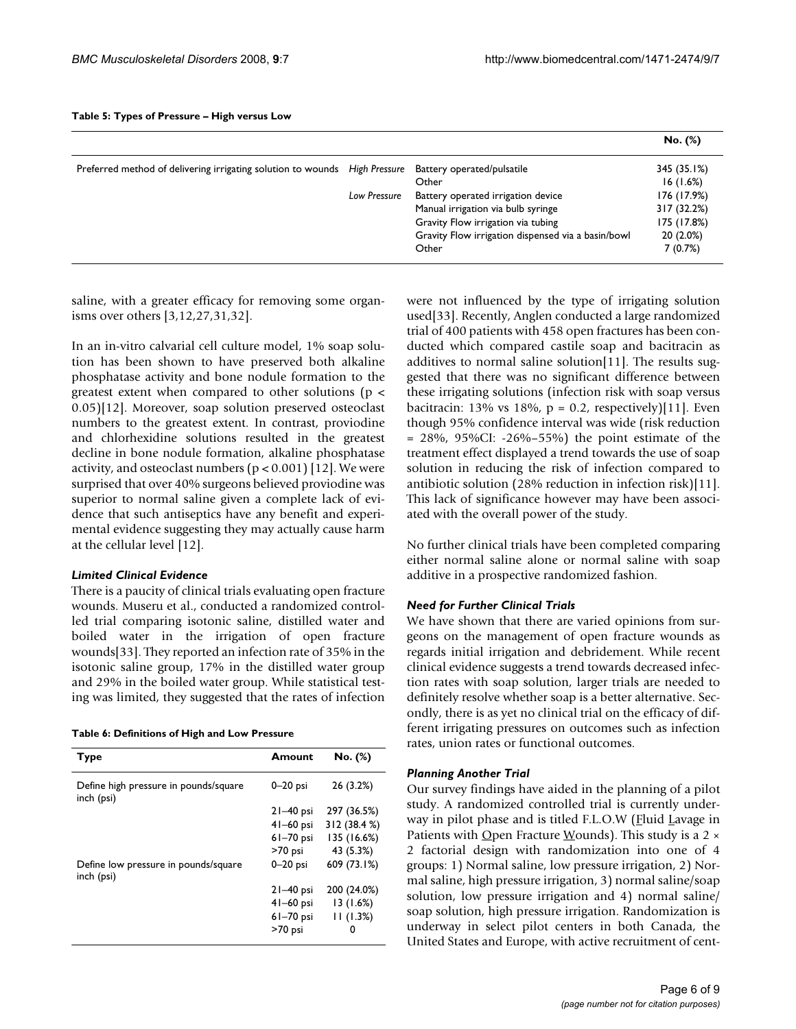**Table 5: Types of Pressure – High versus Low**

| | | | No. (%) |
|---|---|---|---|
| Preferred method of delivering irrigating solution to wounds | *High Pressure* | Battery operated/pulsatile | 345 (35.1%) |
| | | Other | 16 (1.6%) |
| | *Low Pressure* | Battery operated irrigation device | 176 (17.9%) |
| | | Manual irrigation via bulb syringe | 317 (32.2%) |
| | | Gravity Flow irrigation via tubing | 175 (17.8%) |
| | | Gravity Flow irrigation dispensed via a basin/bowl | 20 (2.0%) |
| | | Other | 7 (0.7%) |

saline, with a greater efficacy for removing some organisms over others [3,12,27,31,32].

In an in-vitro calvarial cell culture model, 1% soap solution has been shown to have preserved both alkaline phosphatase activity and bone nodule formation to the greatest extent when compared to other solutions ($p < 0.05$)[12]. Moreover, soap solution preserved osteoclast numbers to the greatest extent. In contrast, proviodine and chlorhexidine solutions resulted in the greatest decline in bone nodule formation, alkaline phosphatase activity, and osteoclast numbers ($p < 0.001$) [12]. We were surprised that over 40% surgeons believed proviodine was superior to normal saline given a complete lack of evidence that such antiseptics have any benefit and experimental evidence suggesting they may actually cause harm at the cellular level [12].

### *Limited Clinical Evidence*

There is a paucity of clinical trials evaluating open fracture wounds. Museru et al., conducted a randomized controlled trial comparing isotonic saline, distilled water and boiled water in the irrigation of open fracture wounds[33]. They reported an infection rate of 35% in the isotonic saline group, 17% in the distilled water group and 29% in the boiled water group. While statistical testing was limited, they suggested that the rates of infection were not influenced by the type of irrigating solution used[33]. Recently, Anglen conducted a large randomized trial of 400 patients with 458 open fractures has been conducted which compared castile soap and bacitracin as additives to normal saline solution[11]. The results suggested that there was no significant difference between these irrigating solutions (infection risk with soap versus bacitracin: 13% vs 18%, $p = 0.2$, respectively)[11]. Even though 95% confidence interval was wide (risk reduction = 28%, 95%CI: -26%–55%) the point estimate of the treatment effect displayed a trend towards the use of soap solution in reducing the risk of infection compared to antibiotic solution (28% reduction in infection risk)[11]. This lack of significance however may have been associated with the overall power of the study.

**Table 6: Definitions of High and Low Pressure**

| Type | Amount | No. (%) |
|---|---|---|
| Define high pressure in pounds/square inch (psi) | 0–20 psi | 26 (3.2%) |
| | 21–40 psi | 297 (36.5%) |
| | 41–60 psi | 312 (38.4 %) |
| | 61–70 psi | 135 (16.6%) |
| | >70 psi | 43 (5.3%) |
| Define low pressure in pounds/square inch (psi) | 0–20 psi | 609 (73.1%) |
| | 21–40 psi | 200 (24.0%) |
| | 41–60 psi | 13 (1.6%) |
| | 61–70 psi | 11 (1.3%) |
| | >70 psi | 0 |

No further clinical trials have been completed comparing either normal saline alone or normal saline with soap additive in a prospective randomized fashion.

### *Need for Further Clinical Trials*

We have shown that there are varied opinions from surgeons on the management of open fracture wounds as regards initial irrigation and debridement. While recent clinical evidence suggests a trend towards decreased infection rates with soap solution, larger trials are needed to definitely resolve whether soap is a better alternative. Secondly, there is as yet no clinical trial on the efficacy of different irrigating pressures on outcomes such as infection rates, union rates or functional outcomes.

### *Planning Another Trial*

Our survey findings have aided in the planning of a pilot study. A randomized controlled trial is currently underway in pilot phase and is titled F.L.O.W (Fluid Lavage in Patients with Open Fracture Wounds). This study is a 2 × 2 factorial design with randomization into one of 4 groups: 1) Normal saline, low pressure irrigation, 2) Normal saline, high pressure irrigation, 3) normal saline/soap solution, low pressure irrigation and 4) normal saline/soap solution, high pressure irrigation. Randomization is underway in select pilot centers in both Canada, the United States and Europe, with active recruitment of cent-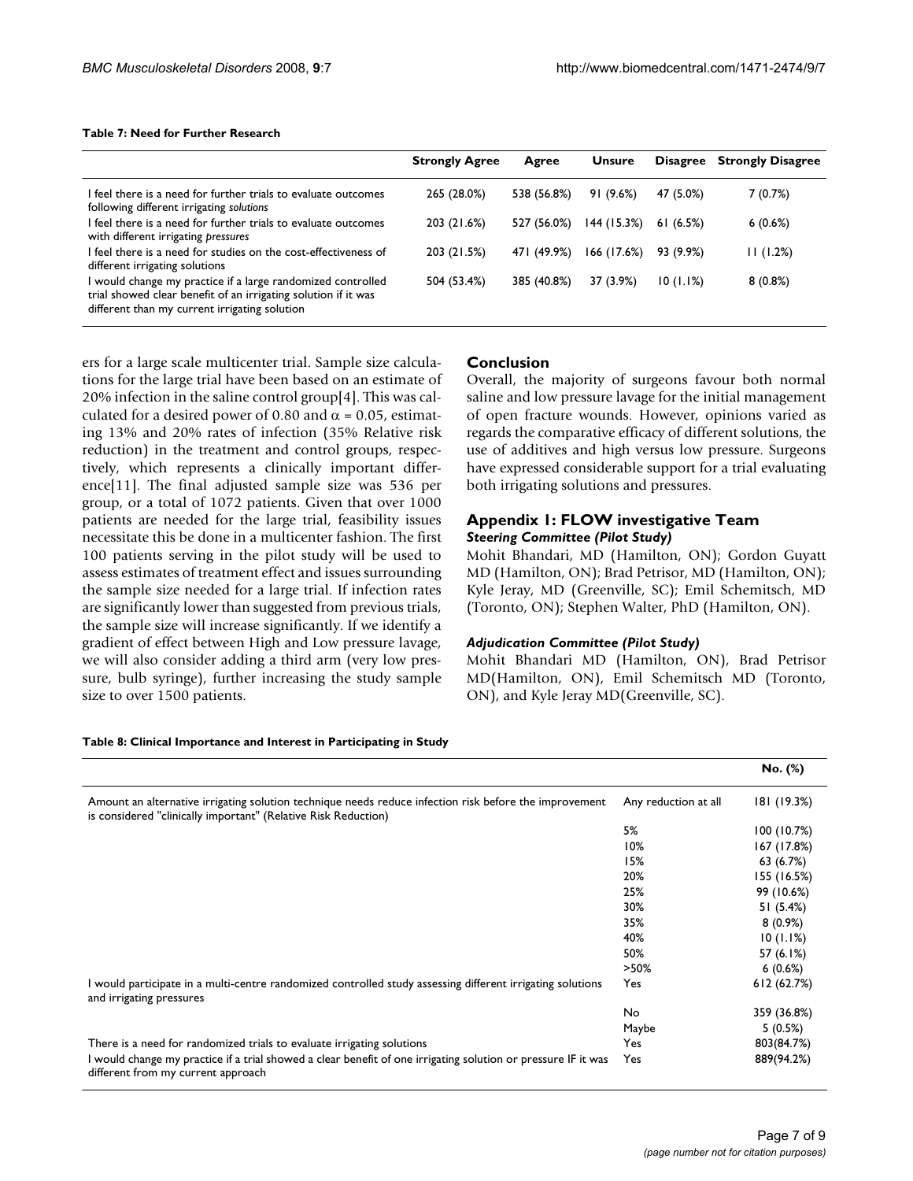**Table 7: Need for Further Research**

| | Strongly Agree | Agree | Unsure | Disagree | Strongly Disagree |
|---|---|---|---|---|---|
| I feel there is a need for further trials to evaluate outcomes following different irrigating *solutions* | 265 (28.0%) | 538 (56.8%) | 91 (9.6%) | 47 (5.0%) | 7 (0.7%) |
| I feel there is a need for further trials to evaluate outcomes with different irrigating *pressures* | 203 (21.6%) | 527 (56.0%) | 144 (15.3%) | 61 (6.5%) | 6 (0.6%) |
| I feel there is a need for studies on the cost-effectiveness of different irrigating solutions | 203 (21.5%) | 471 (49.9%) | 166 (17.6%) | 93 (9.9%) | 11 (1.2%) |
| I would change my practice if a large randomized controlled trial showed clear benefit of an irrigating solution if it was different than my current irrigating solution | 504 (53.4%) | 385 (40.8%) | 37 (3.9%) | 10 (1.1%) | 8 (0.8%) |

ers for a large scale multicenter trial. Sample size calculations for the large trial have been based on an estimate of 20% infection in the saline control group[4]. This was calculated for a desired power of 0.80 and $\alpha = 0.05$, estimating 13% and 20% rates of infection (35% Relative risk reduction) in the treatment and control groups, respectively, which represents a clinically important difference[11]. The final adjusted sample size was 536 per group, or a total of 1072 patients. Given that over 1000 patients are needed for the large trial, feasibility issues necessitate this be done in a multicenter fashion. The first 100 patients serving in the pilot study will be used to assess estimates of treatment effect and issues surrounding the sample size needed for a large trial. If infection rates are significantly lower than suggested from previous trials, the sample size will increase significantly. If we identify a gradient of effect between High and Low pressure lavage, we will also consider adding a third arm (very low pressure, bulb syringe), further increasing the study sample size to over 1500 patients.

## Conclusion

Overall, the majority of surgeons favour both normal saline and low pressure lavage for the initial management of open fracture wounds. However, opinions varied as regards the comparative efficacy of different solutions, the use of additives and high versus low pressure. Surgeons have expressed considerable support for a trial evaluating both irrigating solutions and pressures.

## Appendix 1: FLOW investigative Team

### *Steering Committee (Pilot Study)*

Mohit Bhandari, MD (Hamilton, ON); Gordon Guyatt MD (Hamilton, ON); Brad Petrisor, MD (Hamilton, ON); Kyle Jeray, MD (Greenville, SC); Emil Schemitsch, MD (Toronto, ON); Stephen Walter, PhD (Hamilton, ON).

### *Adjudication Committee (Pilot Study)*

Mohit Bhandari MD (Hamilton, ON), Brad Petrisor MD(Hamilton, ON), Emil Schemitsch MD (Toronto, ON), and Kyle Jeray MD(Greenville, SC).

**Table 8: Clinical Importance and Interest in Participating in Study**

| | | No. (%) |
|---|---|---|
| Amount an alternative irrigating solution technique needs reduce infection risk before the improvement is considered "clinically important" (Relative Risk Reduction) | Any reduction at all | 181 (19.3%) |
| | 5% | 100 (10.7%) |
| | 10% | 167 (17.8%) |
| | 15% | 63 (6.7%) |
| | 20% | 155 (16.5%) |
| | 25% | 99 (10.6%) |
| | 30% | 51 (5.4%) |
| | 35% | 8 (0.9%) |
| | 40% | 10 (1.1%) |
| | 50% | 57 (6.1%) |
| | >50% | 6 (0.6%) |
| I would participate in a multi-centre randomized controlled study assessing different irrigating solutions and irrigating pressures | Yes | 612 (62.7%) |
| | No | 359 (36.8%) |
| | Maybe | 5 (0.5%) |
| There is a need for randomized trials to evaluate irrigating solutions | Yes | 803(84.7%) |
| I would change my practice if a trial showed a clear benefit of one irrigating solution or pressure IF it was different from my current approach | Yes | 889(94.2%) |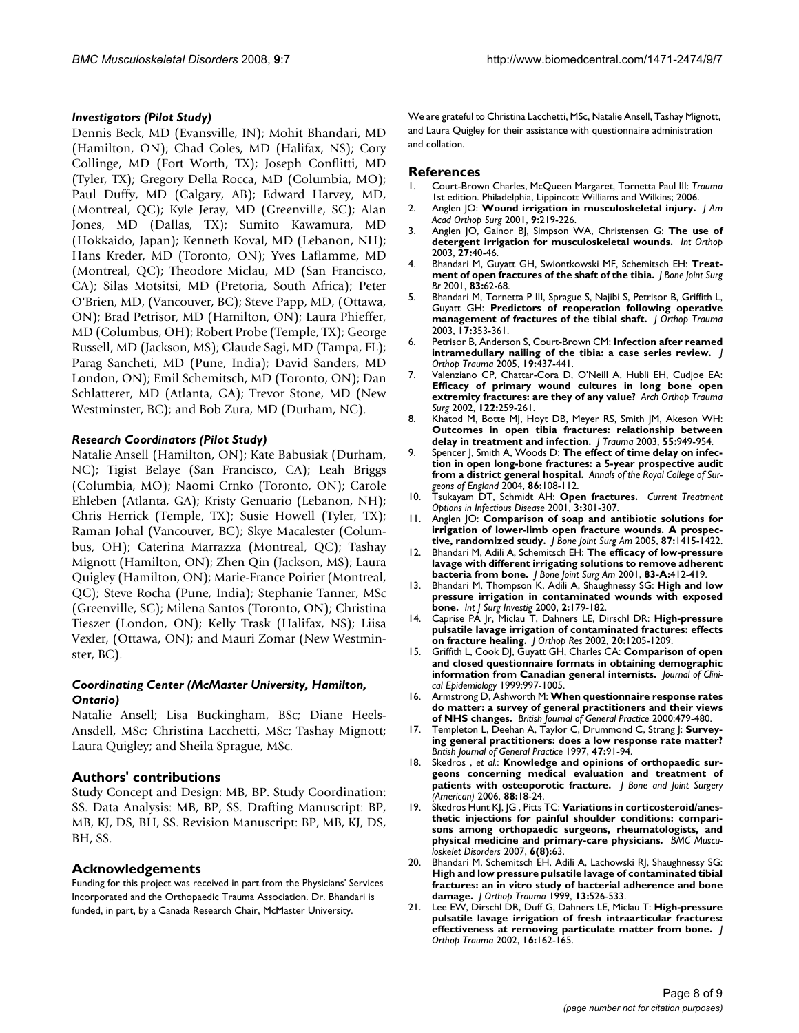### *Investigators (Pilot Study)*

Dennis Beck, MD (Evansville, IN); Mohit Bhandari, MD (Hamilton, ON); Chad Coles, MD (Halifax, NS); Cory Collinge, MD (Fort Worth, TX); Joseph Conflitti, MD (Tyler, TX); Gregory Della Rocca, MD (Columbia, MO); Paul Duffy, MD (Calgary, AB); Edward Harvey, MD, (Montreal, QC); Kyle Jeray, MD (Greenville, SC); Alan Jones, MD (Dallas, TX); Sumito Kawamura, MD (Hokkaido, Japan); Kenneth Koval, MD (Lebanon, NH); Hans Kreder, MD (Toronto, ON); Yves Laflamme, MD (Montreal, QC); Theodore Miclau, MD (San Francisco, CA); Silas Motsitsi, MD (Pretoria, South Africa); Peter O'Brien, MD, (Vancouver, BC); Steve Papp, MD, (Ottawa, ON); Brad Petrisor, MD (Hamilton, ON); Laura Phieffer, MD (Columbus, OH); Robert Probe (Temple, TX); George Russell, MD (Jackson, MS); Claude Sagi, MD (Tampa, FL); Parag Sancheti, MD (Pune, India); David Sanders, MD London, ON); Emil Schemitsch, MD (Toronto, ON); Dan Schlatterer, MD (Atlanta, GA); Trevor Stone, MD (New Westminster, BC); and Bob Zura, MD (Durham, NC).

### *Research Coordinators (Pilot Study)*

Natalie Ansell (Hamilton, ON); Kate Babusiak (Durham, NC); Tigist Belaye (San Francisco, CA); Leah Briggs (Columbia, MO); Naomi Crnko (Toronto, ON); Carole Ehleben (Atlanta, GA); Kristy Genuario (Lebanon, NH); Chris Herrick (Temple, TX); Susie Howell (Tyler, TX); Raman Johal (Vancouver, BC); Skye Macalester (Columbus, OH); Caterina Marrazza (Montreal, QC); Tashay Mignott (Hamilton, ON); Zhen Qin (Jackson, MS); Laura Quigley (Hamilton, ON); Marie-France Poirier (Montreal, QC); Steve Rocha (Pune, India); Stephanie Tanner, MSc (Greenville, SC); Milena Santos (Toronto, ON); Christina Tieszer (London, ON); Kelly Trask (Halifax, NS); Liisa Vexler, (Ottawa, ON); and Mauri Zomar (New Westminster, BC).

### *Coordinating Center (McMaster University, Hamilton, Ontario)*

Natalie Ansell; Lisa Buckingham, BSc; Diane Heels-Ansdell, MSc; Christina Lacchetti, MSc; Tashay Mignott; Laura Quigley; and Sheila Sprague, MSc.

## Authors' contributions

Study Concept and Design: MB, BP. Study Coordination: SS. Data Analysis: MB, BP, SS. Drafting Manuscript: BP, MB, KJ, DS, BH, SS. Revision Manuscript: BP, MB, KJ, DS, BH, SS.

## Acknowledgements

Funding for this project was received in part from the Physicians' Services Incorporated and the Orthopaedic Trauma Association. Dr. Bhandari is funded, in part, by a Canada Research Chair, McMaster University.

We are grateful to Christina Lacchetti, MSc, Natalie Ansell, Tashay Mignott, and Laura Quigley for their assistance with questionnaire administration and collation.

## References

1. Court-Brown Charles, McQueen Margaret, Tornetta Paul III: *Trauma* 1st edition. Philadelphia, Lippincott Williams and Wilkins; 2006.
2. Anglen JO: **Wound irrigation in musculoskeletal injury.** *J Am Acad Orthop Surg* 2001, **9:**219-226.
3. Anglen JO, Gainor BJ, Simpson WA, Christensen G: **The use of detergent irrigation for musculoskeletal wounds.** *Int Orthop* 2003, **27:**40-46.
4. Bhandari M, Guyatt GH, Swiontkowski MF, Schemitsch EH: **Treatment of open fractures of the shaft of the tibia.** *J Bone Joint Surg Br* 2001, **83:**62-68.
5. Bhandari M, Tornetta P III, Sprague S, Najibi S, Petrisor B, Griffith L, Guyatt GH: **Predictors of reoperation following operative management of fractures of the tibial shaft.** *J Orthop Trauma* 2003, **17:**353-361.
6. Petrisor B, Anderson S, Court-Brown CM: **Infection after reamed intramedullary nailing of the tibia: a case series review.** *J Orthop Trauma* 2005, **19:**437-441.
7. Valenziano CP, Chattar-Cora D, O'Neill A, Hubli EH, Cudjoe EA: **Efficacy of primary wound cultures in long bone open extremity fractures: are they of any value?** *Arch Orthop Trauma Surg* 2002, **122:**259-261.
8. Khatod M, Botte MJ, Hoyt DB, Meyer RS, Smith JM, Akeson WH: **Outcomes in open tibia fractures: relationship between delay in treatment and infection.** *J Trauma* 2003, **55:**949-954.
9. Spencer J, Smith A, Woods D: **The effect of time delay on infection in open long-bone fractures: a 5-year prospective audit from a district general hospital.** *Annals of the Royal College of Surgeons of England* 2004, **86:**108-112.
10. Tsukayam DT, Schmidt AH: **Open fractures.** *Current Treatment Options in Infectious Disease* 2001, **3:**301-307.
11. Anglen JO: **Comparison of soap and antibiotic solutions for irrigation of lower-limb open fracture wounds. A prospective, randomized study.** *J Bone Joint Surg Am* 2005, **87:**1415-1422.
12. Bhandari M, Adili A, Schemitsch EH: **The efficacy of low-pressure lavage with different irrigating solutions to remove adherent bacteria from bone.** *J Bone Joint Surg Am* 2001, **83-A:**412-419.
13. Bhandari M, Thompson K, Adili A, Shaughnessy SG: **High and low pressure irrigation in contaminated wounds with exposed bone.** *Int J Surg Investig* 2000, **2:**179-182.
14. Caprise PA Jr, Miclau T, Dahners LE, Dirschl DR: **High-pressure pulsatile lavage irrigation of contaminated fractures: effects on fracture healing.** *J Orthop Res* 2002, **20:**1205-1209.
15. Griffith L, Cook DJ, Guyatt GH, Charles CA: **Comparison of open and closed questionnaire formats in obtaining demographic information from Canadian general internists.** *Journal of Clinical Epidemiology* 1999:997-1005.
16. Armstrong D, Ashworth M: **When questionnaire response rates do matter: a survey of general practitioners and their views of NHS changes.** *British Journal of General Practice* 2000:479-480.
17. Templeton L, Deehan A, Taylor C, Drummond C, Strang J: **Surveying general practitioners: does a low response rate matter?** *British Journal of General Practice* 1997, **47:**91-94.
18. Skedros , *et al.*: **Knowledge and opinions of orthopaedic surgeons concerning medical evaluation and treatment of patients with osteoporotic fracture.** *J Bone and Joint Surgery (American)* 2006, **88:**18-24.
19. Skedros Hunt KJ, JG , Pitts TC: **Variations in corticosteroid/anesthetic injections for painful shoulder conditions: comparisons among orthopaedic surgeons, rheumatologists, and physical medicine and primary-care physicians.** *BMC Musculoskelet Disorders* 2007, **6(8):**63.
20. Bhandari M, Schemitsch EH, Adili A, Lachowski RJ, Shaughnessy SG: **High and low pressure pulsatile lavage of contaminated tibial fractures: an in vitro study of bacterial adherence and bone damage.** *J Orthop Trauma* 1999, **13:**526-533.
21. Lee EW, Dirschl DR, Duff G, Dahners LE, Miclau T: **High-pressure pulsatile lavage irrigation of fresh intraarticular fractures: effectiveness at removing particulate matter from bone.** *J Orthop Trauma* 2002, **16:**162-165.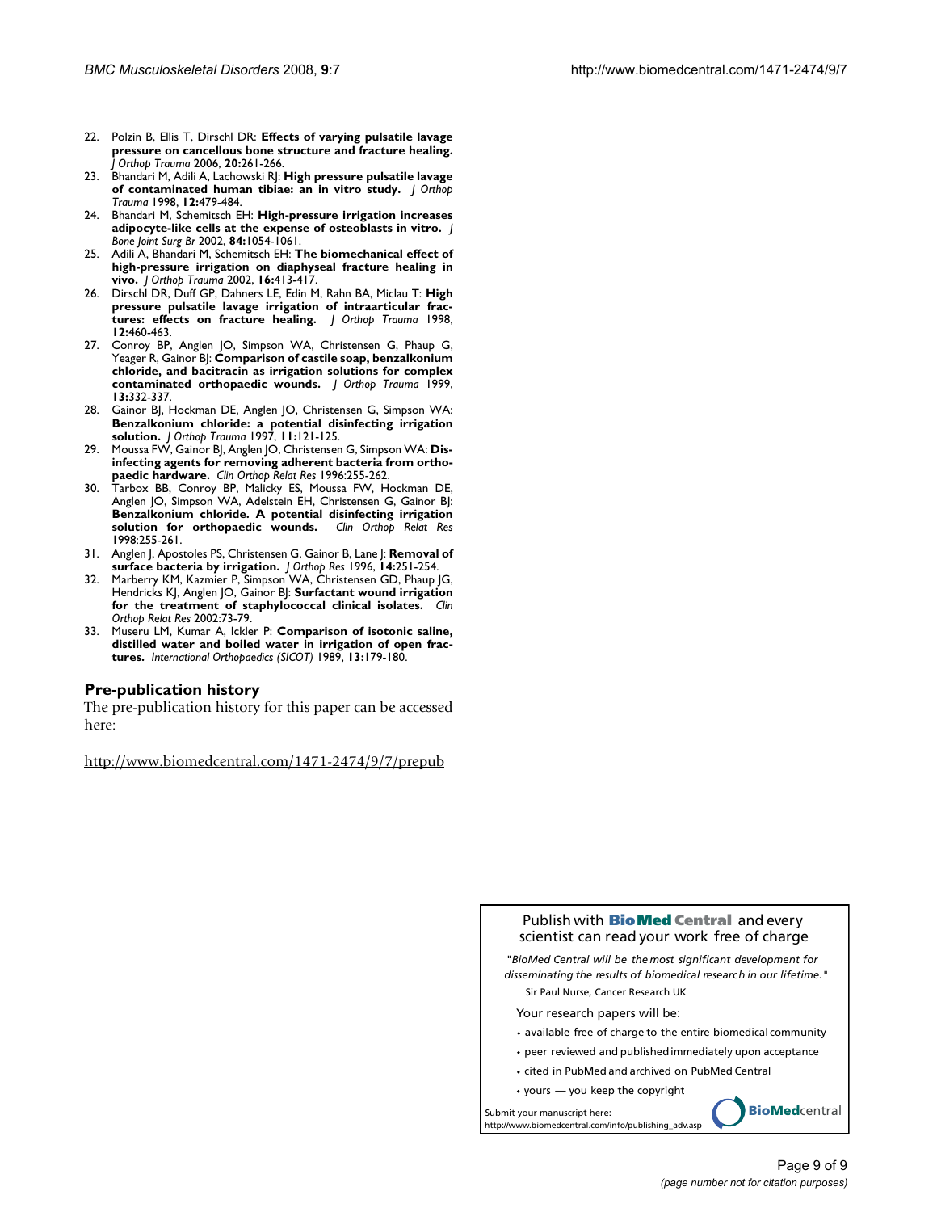22. Polzin B, Ellis T, Dirschl DR: **Effects of varying pulsatile lavage pressure on cancellous bone structure and fracture healing.** *J Orthop Trauma* 2006, **20:**261-266.
23. Bhandari M, Adili A, Lachowski RJ: **High pressure pulsatile lavage of contaminated human tibiae: an in vitro study.** *J Orthop Trauma* 1998, **12:**479-484.
24. Bhandari M, Schemitsch EH: **High-pressure irrigation increases adipocyte-like cells at the expense of osteoblasts in vitro.** *J Bone Joint Surg Br* 2002, **84:**1054-1061.
25. Adili A, Bhandari M, Schemitsch EH: **The biomechanical effect of high-pressure irrigation on diaphyseal fracture healing in vivo.** *J Orthop Trauma* 2002, **16:**413-417.
26. Dirschl DR, Duff GP, Dahners LE, Edin M, Rahn BA, Miclau T: **High pressure pulsatile lavage irrigation of intraarticular fractures: effects on fracture healing.** *J Orthop Trauma* 1998, **12:**460-463.
27. Conroy BP, Anglen JO, Simpson WA, Christensen G, Phaup G, Yeager R, Gainor BJ: **Comparison of castile soap, benzalkonium chloride, and bacitracin as irrigation solutions for complex contaminated orthopaedic wounds.** *J Orthop Trauma* 1999, **13:**332-337.
28. Gainor BJ, Hockman DE, Anglen JO, Christensen G, Simpson WA: **Benzalkonium chloride: a potential disinfecting irrigation solution.** *J Orthop Trauma* 1997, **11:**121-125.
29. Moussa FW, Gainor BJ, Anglen JO, Christensen G, Simpson WA: **Disinfecting agents for removing adherent bacteria from orthopaedic hardware.** *Clin Orthop Relat Res* 1996:255-262.
30. Tarbox BB, Conroy BP, Malicky ES, Moussa FW, Hockman DE, Anglen JO, Simpson WA, Adelstein EH, Christensen G, Gainor BJ: **Benzalkonium chloride. A potential disinfecting irrigation solution for orthopaedic wounds.** *Clin Orthop Relat Res* 1998:255-261.
31. Anglen J, Apostoles PS, Christensen G, Gainor B, Lane J: **Removal of surface bacteria by irrigation.** *J Orthop Res* 1996, **14:**251-254.
32. Marberry KM, Kazmier P, Simpson WA, Christensen GD, Phaup JG, Hendricks KJ, Anglen JO, Gainor BJ: **Surfactant wound irrigation for the treatment of staphylococcal clinical isolates.** *Clin Orthop Relat Res* 2002:73-79.
33. Museru LM, Kumar A, Ickler P: **Comparison of isotonic saline, distilled water and boiled water in irrigation of open fractures.** *International Orthopaedics (SICOT)* 1989, **13:**179-180.

## Pre-publication history

The pre-publication history for this paper can be accessed here:

http://www.biomedcentral.com/1471-2474/9/7/prepub

Publish with **BioMed Central** and every scientist can read your work free of charge

*"BioMed Central will be the most significant development for disseminating the results of biomedical research in our lifetime."*
Sir Paul Nurse, Cancer Research UK

Your research papers will be:

- available free of charge to the entire biomedical community
- peer reviewed and published immediately upon acceptance
- cited in PubMed and archived on PubMed Central
- yours — you keep the copyright

Submit your manuscript here:
http://www.biomedcentral.com/info/publishing_adv.asp

BioMedcentral